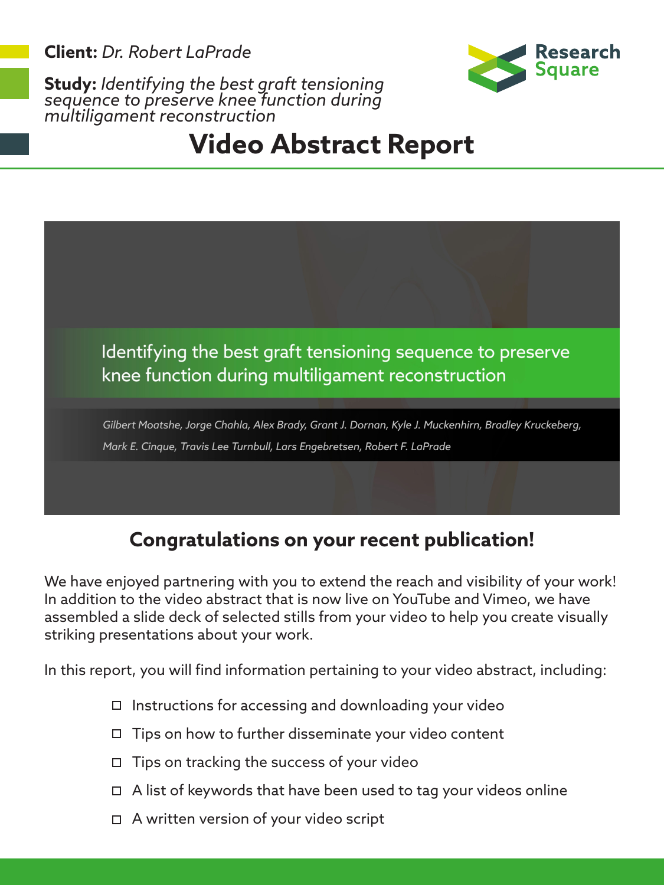**Client:** *Dr. Robert LaPrade*

**Study:** *Identifying the best graft tensioning sequence to preserve knee function during multiligament reconstruction*

Research Square

# Video Abstract Report

Identifying the best graft tensioning sequence to preserve knee function during multiligament reconstruction

*Gilbert Moatshe, Jorge Chahla, Alex Brady, Grant J. Dornan, Kyle J. Muckenhirn, Bradley Kruckeberg, Mark E. Cinque, Travis Lee Turnbull, Lars Engebretsen, Robert F. LaPrade*

## Congratulations on your recent publication!

We have enjoyed partnering with you to extend the reach and visibility of your work! In addition to the video abstract that is now live on YouTube and Vimeo, we have assembled a slide deck of selected stills from your video to help you create visually striking presentations about your work.

In this report, you will find information pertaining to your video abstract, including:

- ☐ Instructions for accessing and downloading your video
- ☐ Tips on how to further disseminate your video content
- ☐ Tips on tracking the success of your video
- ☐ A list of keywords that have been used to tag your videos online
- ☐ A written version of your video script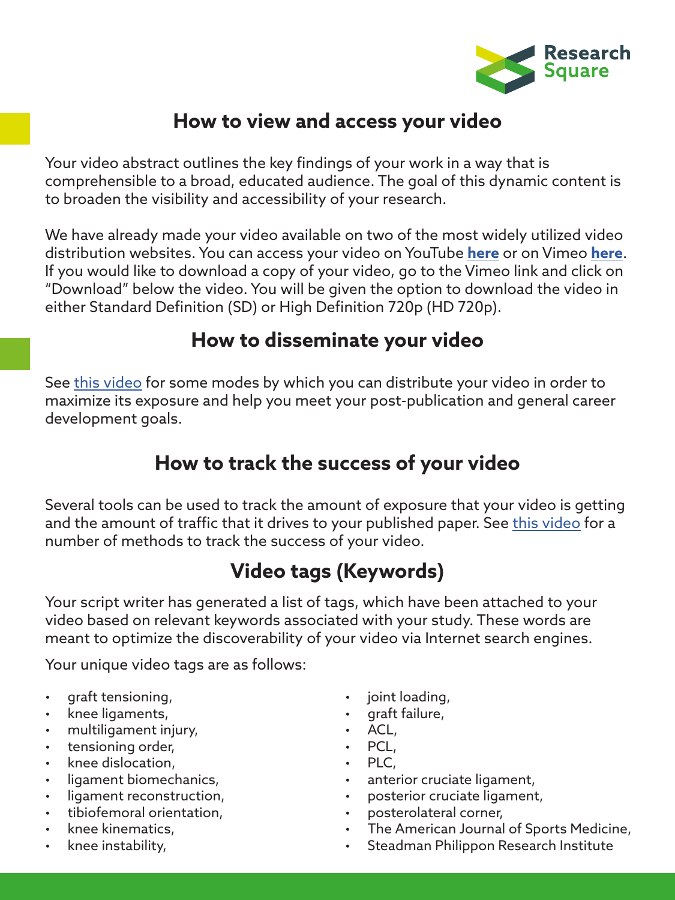## How to view and access your video

Your video abstract outlines the key findings of your work in a way that is comprehensible to a broad, educated audience. The goal of this dynamic content is to broaden the visibility and accessibility of your research.

We have already made your video available on two of the most widely utilized video distribution websites. You can access your video on YouTube **here** or on Vimeo **here**. If you would like to download a copy of your video, go to the Vimeo link and click on "Download" below the video. You will be given the option to download the video in either Standard Definition (SD) or High Definition 720p (HD 720p).

## How to disseminate your video

See this video for some modes by which you can distribute your video in order to maximize its exposure and help you meet your post-publication and general career development goals.

## How to track the success of your video

Several tools can be used to track the amount of exposure that your video is getting and the amount of traffic that it drives to your published paper. See this video for a number of methods to track the success of your video.

## Video tags (Keywords)

Your script writer has generated a list of tags, which have been attached to your video based on relevant keywords associated with your study. These words are meant to optimize the discoverability of your video via Internet search engines.

Your unique video tags are as follows:

- graft tensioning,
- knee ligaments,
- multiligament injury,
- tensioning order,
- knee dislocation,
- ligament biomechanics,
- ligament reconstruction,
- tibiofemoral orientation,
- knee kinematics,
- knee instability,
- joint loading,
- graft failure,
- ACL,
- PCL,
- PLC,
- anterior cruciate ligament,
- posterior cruciate ligament,
- posterolateral corner,
- The American Journal of Sports Medicine,
- Steadman Philippon Research Institute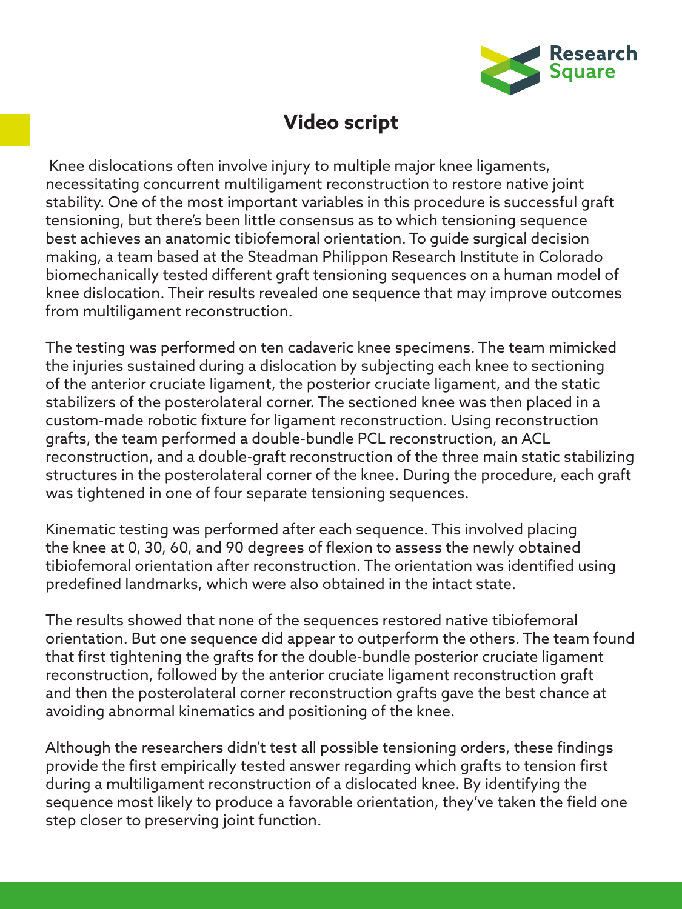# Video script

Knee dislocations often involve injury to multiple major knee ligaments, necessitating concurrent multiligament reconstruction to restore native joint stability. One of the most important variables in this procedure is successful graft tensioning, but there's been little consensus as to which tensioning sequence best achieves an anatomic tibiofemoral orientation. To guide surgical decision making, a team based at the Steadman Philippon Research Institute in Colorado biomechanically tested different graft tensioning sequences on a human model of knee dislocation. Their results revealed one sequence that may improve outcomes from multiligament reconstruction.

The testing was performed on ten cadaveric knee specimens. The team mimicked the injuries sustained during a dislocation by subjecting each knee to sectioning of the anterior cruciate ligament, the posterior cruciate ligament, and the static stabilizers of the posterolateral corner. The sectioned knee was then placed in a custom-made robotic fixture for ligament reconstruction. Using reconstruction grafts, the team performed a double-bundle PCL reconstruction, an ACL reconstruction, and a double-graft reconstruction of the three main static stabilizing structures in the posterolateral corner of the knee. During the procedure, each graft was tightened in one of four separate tensioning sequences.

Kinematic testing was performed after each sequence. This involved placing the knee at 0, 30, 60, and 90 degrees of flexion to assess the newly obtained tibiofemoral orientation after reconstruction. The orientation was identified using predefined landmarks, which were also obtained in the intact state.

The results showed that none of the sequences restored native tibiofemoral orientation. But one sequence did appear to outperform the others. The team found that first tightening the grafts for the double-bundle posterior cruciate ligament reconstruction, followed by the anterior cruciate ligament reconstruction graft and then the posterolateral corner reconstruction grafts gave the best chance at avoiding abnormal kinematics and positioning of the knee.

Although the researchers didn't test all possible tensioning orders, these findings provide the first empirically tested answer regarding which grafts to tension first during a multiligament reconstruction of a dislocated knee. By identifying the sequence most likely to produce a favorable orientation, they've taken the field one step closer to preserving joint function.